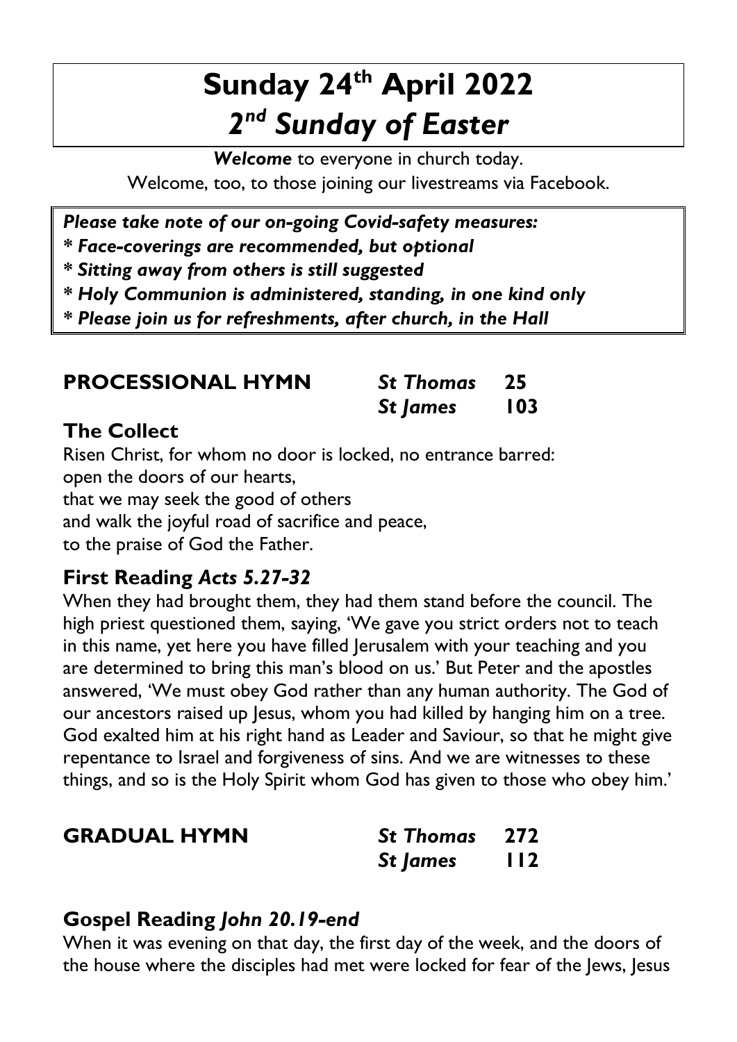# Sunday 24th April 2022
# *2nd Sunday of Easter*

***Welcome*** to everyone in church today.
Welcome, too, to those joining our livestreams via Facebook.

***Please take note of our on-going Covid-safety measures:***
***\* Face-coverings are recommended, but optional***
***\* Sitting away from others is still suggested***
***\* Holy Communion is administered, standing, in one kind only***
***\* Please join us for refreshments, after church, in the Hall***

## PROCESSIONAL HYMN

***St Thomas*** **25**
***St James*** **103**

## The Collect

Risen Christ, for whom no door is locked, no entrance barred:
open the doors of our hearts,
that we may seek the good of others
and walk the joyful road of sacrifice and peace,
to the praise of God the Father.

## First Reading *Acts 5.27-32*

When they had brought them, they had them stand before the council. The high priest questioned them, saying, 'We gave you strict orders not to teach in this name, yet here you have filled Jerusalem with your teaching and you are determined to bring this man's blood on us.' But Peter and the apostles answered, 'We must obey God rather than any human authority. The God of our ancestors raised up Jesus, whom you had killed by hanging him on a tree. God exalted him at his right hand as Leader and Saviour, so that he might give repentance to Israel and forgiveness of sins. And we are witnesses to these things, and so is the Holy Spirit whom God has given to those who obey him.'

## GRADUAL HYMN

***St Thomas*** **272**
***St James*** **112**

## Gospel Reading *John 20.19-end*

When it was evening on that day, the first day of the week, and the doors of the house where the disciples had met were locked for fear of the Jews, Jesus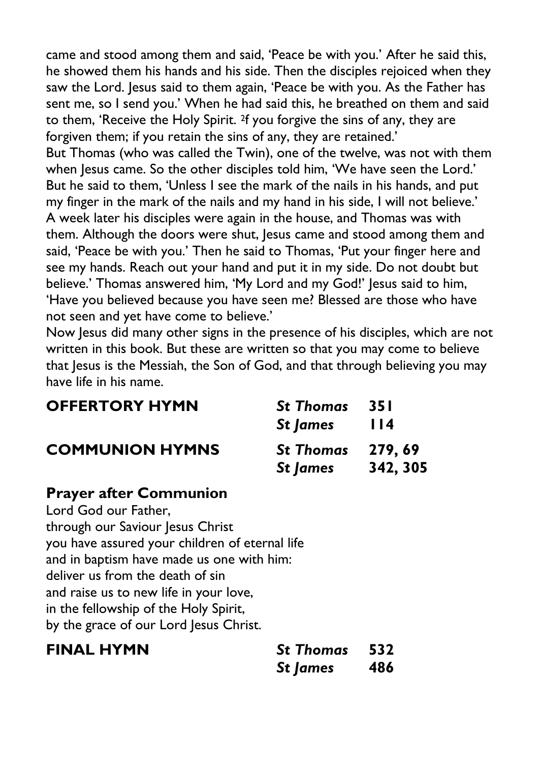came and stood among them and said, 'Peace be with you.' After he said this, he showed them his hands and his side. Then the disciples rejoiced when they saw the Lord. Jesus said to them again, 'Peace be with you. As the Father has sent me, so I send you.' When he had said this, he breathed on them and said to them, 'Receive the Holy Spirit. [2]f you forgive the sins of any, they are forgiven them; if you retain the sins of any, they are retained.'
But Thomas (who was called the Twin), one of the twelve, was not with them when Jesus came. So the other disciples told him, 'We have seen the Lord.' But he said to them, 'Unless I see the mark of the nails in his hands, and put my finger in the mark of the nails and my hand in his side, I will not believe.' A week later his disciples were again in the house, and Thomas was with them. Although the doors were shut, Jesus came and stood among them and said, 'Peace be with you.' Then he said to Thomas, 'Put your finger here and see my hands. Reach out your hand and put it in my side. Do not doubt but believe.' Thomas answered him, 'My Lord and my God!' Jesus said to him, 'Have you believed because you have seen me? Blessed are those who have not seen and yet have come to believe.'
Now Jesus did many other signs in the presence of his disciples, which are not written in this book. But these are written so that you may come to believe that Jesus is the Messiah, the Son of God, and that through believing you may have life in his name.

| | | |
|---|---|---|
| **OFFERTORY HYMN** | ***St Thomas*** | **351** |
| | ***St James*** | **114** |
| **COMMUNION HYMNS** | ***St Thomas*** | **279, 69** |
| | ***St James*** | **342, 305** |

## Prayer after Communion

Lord God our Father,
through our Saviour Jesus Christ
you have assured your children of eternal life
and in baptism have made us one with him:
deliver us from the death of sin
and raise us to new life in your love,
in the fellowship of the Holy Spirit,
by the grace of our Lord Jesus Christ.

| | | |
|---|---|---|
| **FINAL HYMN** | ***St Thomas*** | **532** |
| | ***St James*** | **486** |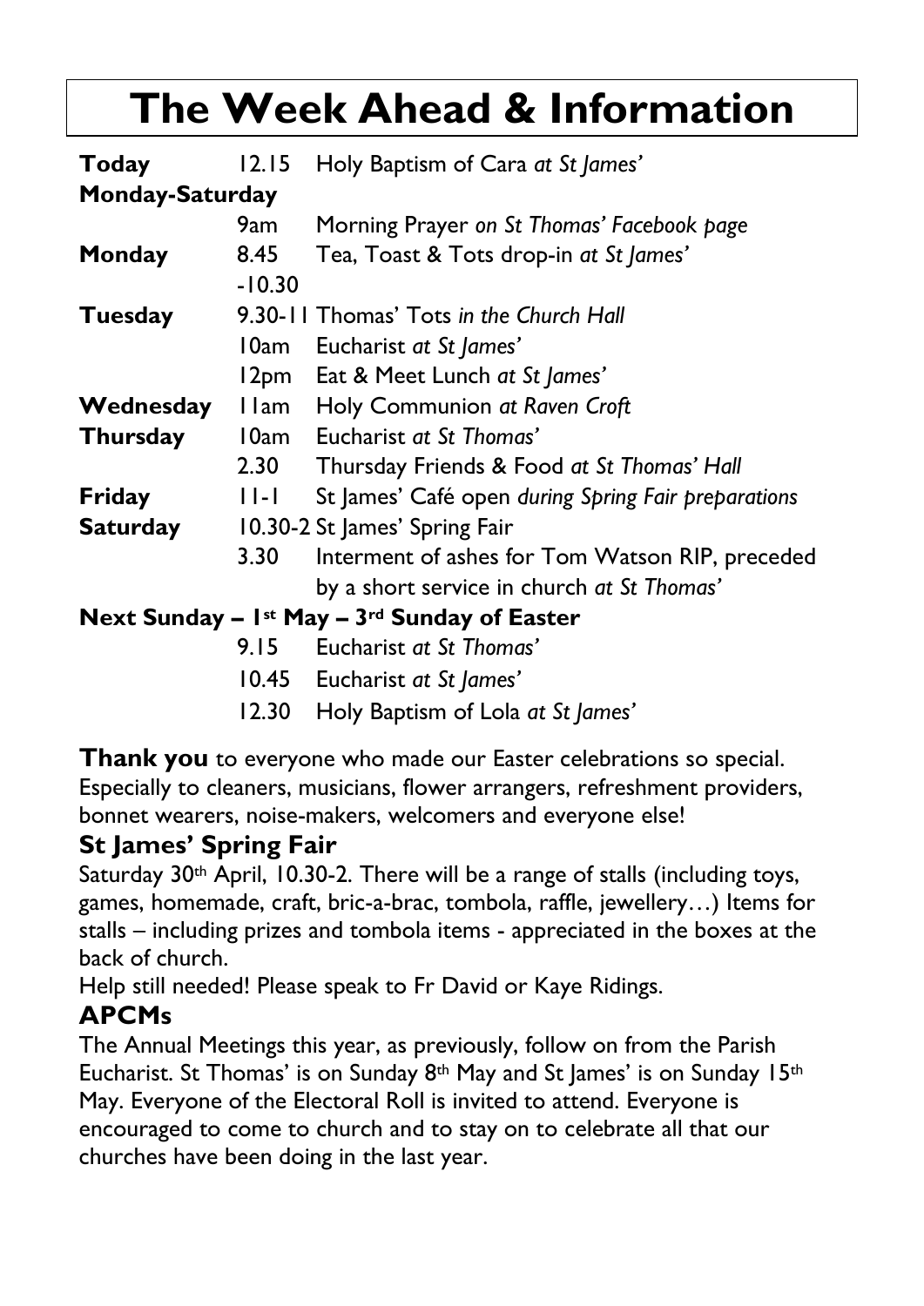# The Week Ahead & Information

| | | |
|---|---|---|
| **Today** | 12.15 | Holy Baptism of Cara *at St James'* |
| **Monday-Saturday** | | |
| | 9am | Morning Prayer *on St Thomas' Facebook page* |
| **Monday** | 8.45 -10.30 | Tea, Toast & Tots drop-in *at St James'* |
| **Tuesday** | 9.30-11 | Thomas' Tots *in the Church Hall* |
| | 10am | Eucharist *at St James'* |
| | 12pm | Eat & Meet Lunch *at St James'* |
| **Wednesday** | 11am | Holy Communion *at Raven Croft* |
| **Thursday** | 10am | Eucharist *at St Thomas'* |
| | 2.30 | Thursday Friends & Food *at St Thomas' Hall* |
| **Friday** | 11-1 | St James' Café open *during Spring Fair preparations* |
| **Saturday** | 10.30-2 | St James' Spring Fair |
| | 3.30 | Interment of ashes for Tom Watson RIP, preceded by a short service in church *at St Thomas'* |
| **Next Sunday – 1st May – 3rd Sunday of Easter** | | |
| | 9.15 | Eucharist *at St Thomas'* |
| | 10.45 | Eucharist *at St James'* |
| | 12.30 | Holy Baptism of Lola *at St James'* |

**Thank you** to everyone who made our Easter celebrations so special. Especially to cleaners, musicians, flower arrangers, refreshment providers, bonnet wearers, noise-makers, welcomers and everyone else!

### St James' Spring Fair

Saturday 30th April, 10.30-2. There will be a range of stalls (including toys, games, homemade, craft, bric-a-brac, tombola, raffle, jewellery…) Items for stalls – including prizes and tombola items - appreciated in the boxes at the back of church.

Help still needed! Please speak to Fr David or Kaye Ridings.

### APCMs

The Annual Meetings this year, as previously, follow on from the Parish Eucharist. St Thomas' is on Sunday 8th May and St James' is on Sunday 15th May. Everyone of the Electoral Roll is invited to attend. Everyone is encouraged to come to church and to stay on to celebrate all that our churches have been doing in the last year.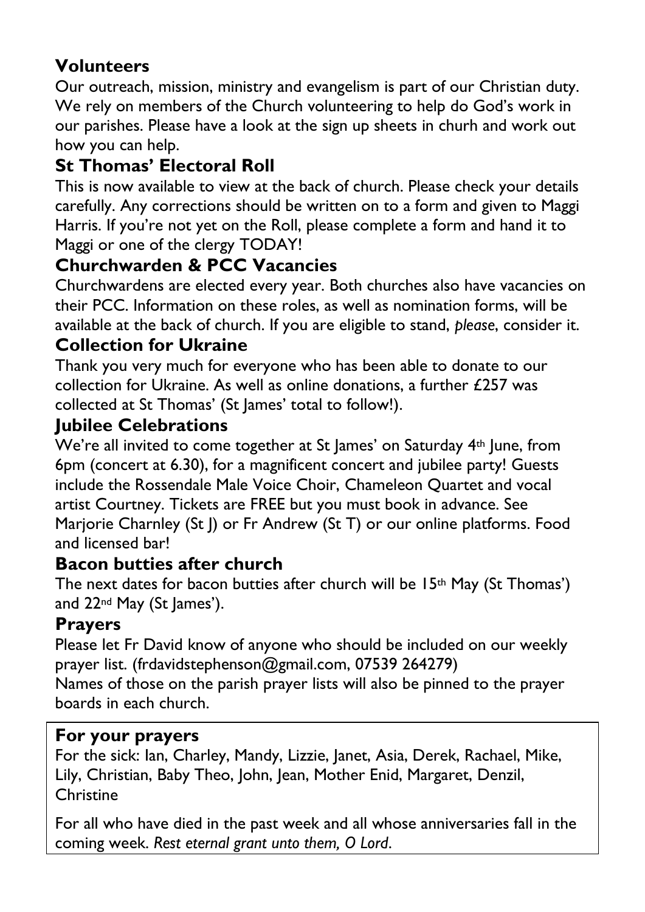## Volunteers

Our outreach, mission, ministry and evangelism is part of our Christian duty. We rely on members of the Church volunteering to help do God's work in our parishes. Please have a look at the sign up sheets in churh and work out how you can help.

## St Thomas' Electoral Roll

This is now available to view at the back of church. Please check your details carefully. Any corrections should be written on to a form and given to Maggi Harris. If you're not yet on the Roll, please complete a form and hand it to Maggi or one of the clergy TODAY!

## Churchwarden & PCC Vacancies

Churchwardens are elected every year. Both churches also have vacancies on their PCC. Information on these roles, as well as nomination forms, will be available at the back of church. If you are eligible to stand, *please*, consider it.

## Collection for Ukraine

Thank you very much for everyone who has been able to donate to our collection for Ukraine. As well as online donations, a further £257 was collected at St Thomas' (St James' total to follow!).

## Jubilee Celebrations

We're all invited to come together at St James' on Saturday 4th June, from 6pm (concert at 6.30), for a magnificent concert and jubilee party! Guests include the Rossendale Male Voice Choir, Chameleon Quartet and vocal artist Courtney. Tickets are FREE but you must book in advance. See Marjorie Charnley (St J) or Fr Andrew (St T) or our online platforms. Food and licensed bar!

## Bacon butties after church

The next dates for bacon butties after church will be 15th May (St Thomas') and 22nd May (St James').

## Prayers

Please let Fr David know of anyone who should be included on our weekly prayer list. (frdavidstephenson@gmail.com, 07539 264279)

Names of those on the parish prayer lists will also be pinned to the prayer boards in each church.

## For your prayers

For the sick: Ian, Charley, Mandy, Lizzie, Janet, Asia, Derek, Rachael, Mike, Lily, Christian, Baby Theo, John, Jean, Mother Enid, Margaret, Denzil, Christine

For all who have died in the past week and all whose anniversaries fall in the coming week. *Rest eternal grant unto them, O Lord*.